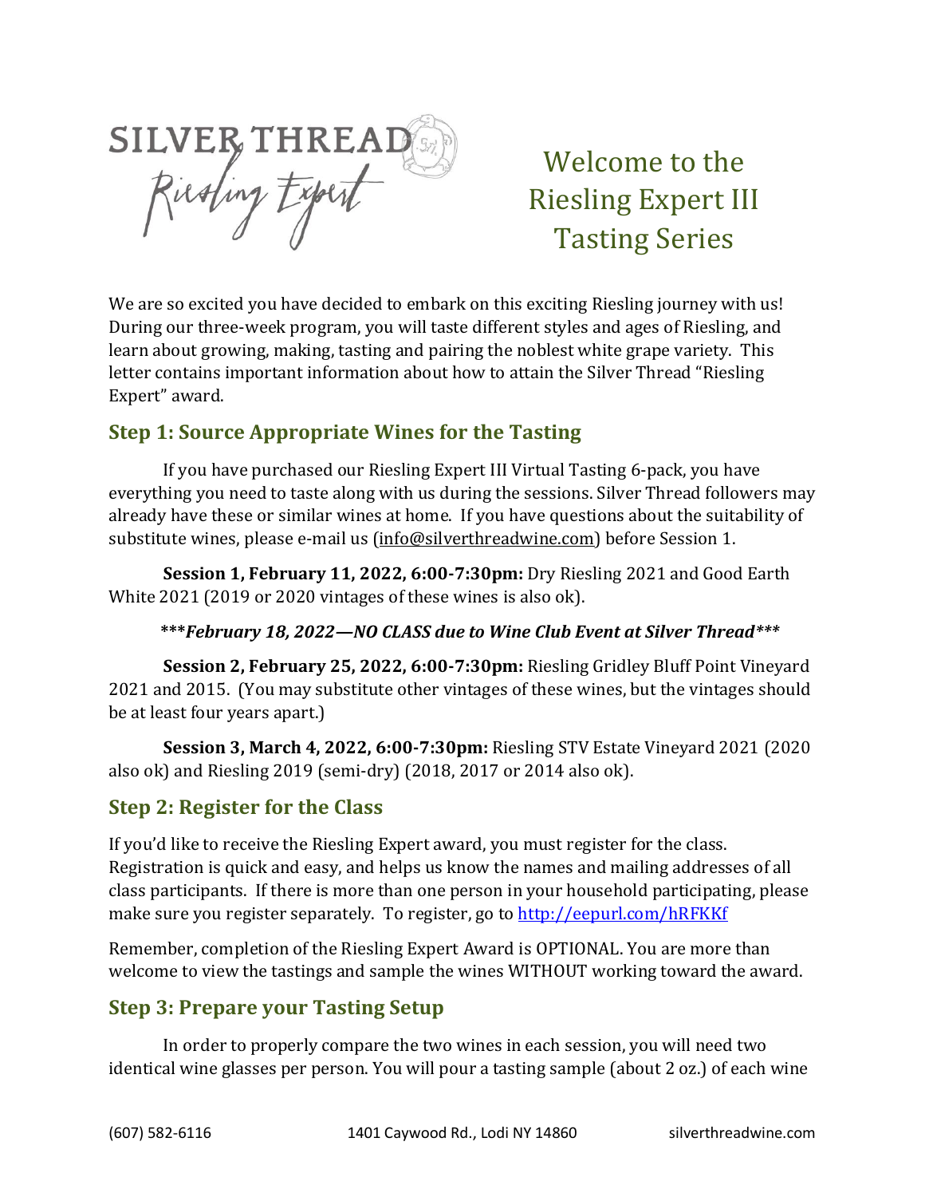SILVER THREAD
Riesling Expert

# Welcome to the Riesling Expert III Tasting Series

We are so excited you have decided to embark on this exciting Riesling journey with us! During our three-week program, you will taste different styles and ages of Riesling, and learn about growing, making, tasting and pairing the noblest white grape variety. This letter contains important information about how to attain the Silver Thread "Riesling Expert" award.

## Step 1: Source Appropriate Wines for the Tasting

If you have purchased our Riesling Expert III Virtual Tasting 6-pack, you have everything you need to taste along with us during the sessions. Silver Thread followers may already have these or similar wines at home. If you have questions about the suitability of substitute wines, please e-mail us (info@silverthreadwine.com) before Session 1.

**Session 1, February 11, 2022, 6:00-7:30pm:** Dry Riesling 2021 and Good Earth White 2021 (2019 or 2020 vintages of these wines is also ok).

***\*\*\*February 18, 2022—NO CLASS due to Wine Club Event at Silver Thread\*\*\****

**Session 2, February 25, 2022, 6:00-7:30pm:** Riesling Gridley Bluff Point Vineyard 2021 and 2015. (You may substitute other vintages of these wines, but the vintages should be at least four years apart.)

**Session 3, March 4, 2022, 6:00-7:30pm:** Riesling STV Estate Vineyard 2021 (2020 also ok) and Riesling 2019 (semi-dry) (2018, 2017 or 2014 also ok).

## Step 2: Register for the Class

If you'd like to receive the Riesling Expert award, you must register for the class. Registration is quick and easy, and helps us know the names and mailing addresses of all class participants. If there is more than one person in your household participating, please make sure you register separately. To register, go to http://eepurl.com/hRFKKf

Remember, completion of the Riesling Expert Award is OPTIONAL. You are more than welcome to view the tastings and sample the wines WITHOUT working toward the award.

## Step 3: Prepare your Tasting Setup

In order to properly compare the two wines in each session, you will need two identical wine glasses per person. You will pour a tasting sample (about 2 oz.) of each wine

(607) 582-6116 1401 Caywood Rd., Lodi NY 14860 silverthreadwine.com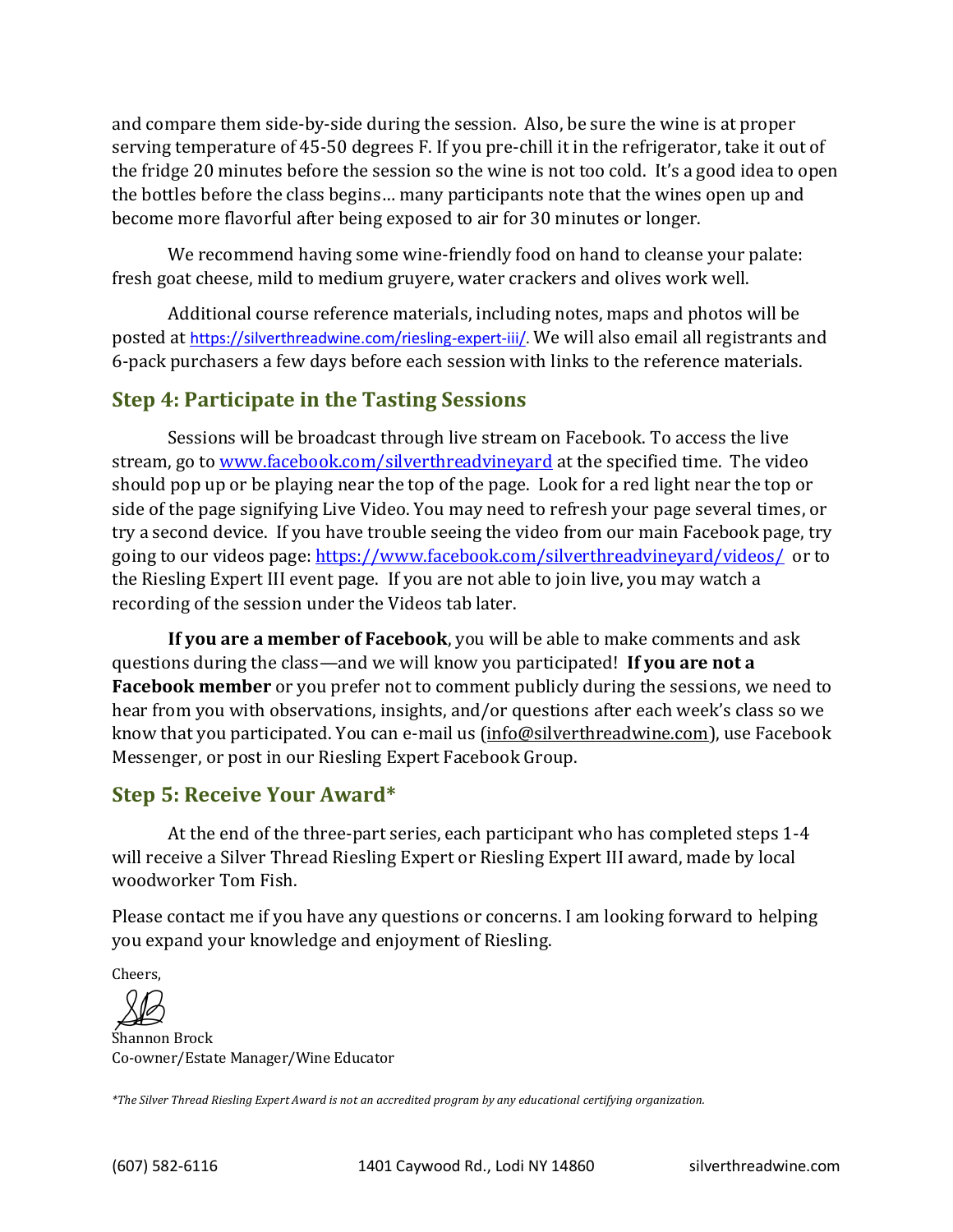and compare them side-by-side during the session. Also, be sure the wine is at proper serving temperature of 45-50 degrees F. If you pre-chill it in the refrigerator, take it out of the fridge 20 minutes before the session so the wine is not too cold. It's a good idea to open the bottles before the class begins… many participants note that the wines open up and become more flavorful after being exposed to air for 30 minutes or longer.

We recommend having some wine-friendly food on hand to cleanse your palate: fresh goat cheese, mild to medium gruyere, water crackers and olives work well.

Additional course reference materials, including notes, maps and photos will be posted at https://silverthreadwine.com/riesling-expert-iii/. We will also email all registrants and 6-pack purchasers a few days before each session with links to the reference materials.

## Step 4: Participate in the Tasting Sessions

Sessions will be broadcast through live stream on Facebook. To access the live stream, go to www.facebook.com/silverthreadvineyard at the specified time. The video should pop up or be playing near the top of the page. Look for a red light near the top or side of the page signifying Live Video. You may need to refresh your page several times, or try a second device. If you have trouble seeing the video from our main Facebook page, try going to our videos page: https://www.facebook.com/silverthreadvineyard/videos/ or to the Riesling Expert III event page. If you are not able to join live, you may watch a recording of the session under the Videos tab later.

**If you are a member of Facebook**, you will be able to make comments and ask questions during the class—and we will know you participated! **If you are not a Facebook member** or you prefer not to comment publicly during the sessions, we need to hear from you with observations, insights, and/or questions after each week's class so we know that you participated. You can e-mail us (info@silverthreadwine.com), use Facebook Messenger, or post in our Riesling Expert Facebook Group.

## Step 5: Receive Your Award*

At the end of the three-part series, each participant who has completed steps 1-4 will receive a Silver Thread Riesling Expert or Riesling Expert III award, made by local woodworker Tom Fish.

Please contact me if you have any questions or concerns. I am looking forward to helping you expand your knowledge and enjoyment of Riesling.

Cheers,

Shannon Brock
Co-owner/Estate Manager/Wine Educator

*\*The Silver Thread Riesling Expert Award is not an accredited program by any educational certifying organization.*

(607) 582-6116 1401 Caywood Rd., Lodi NY 14860 silverthreadwine.com